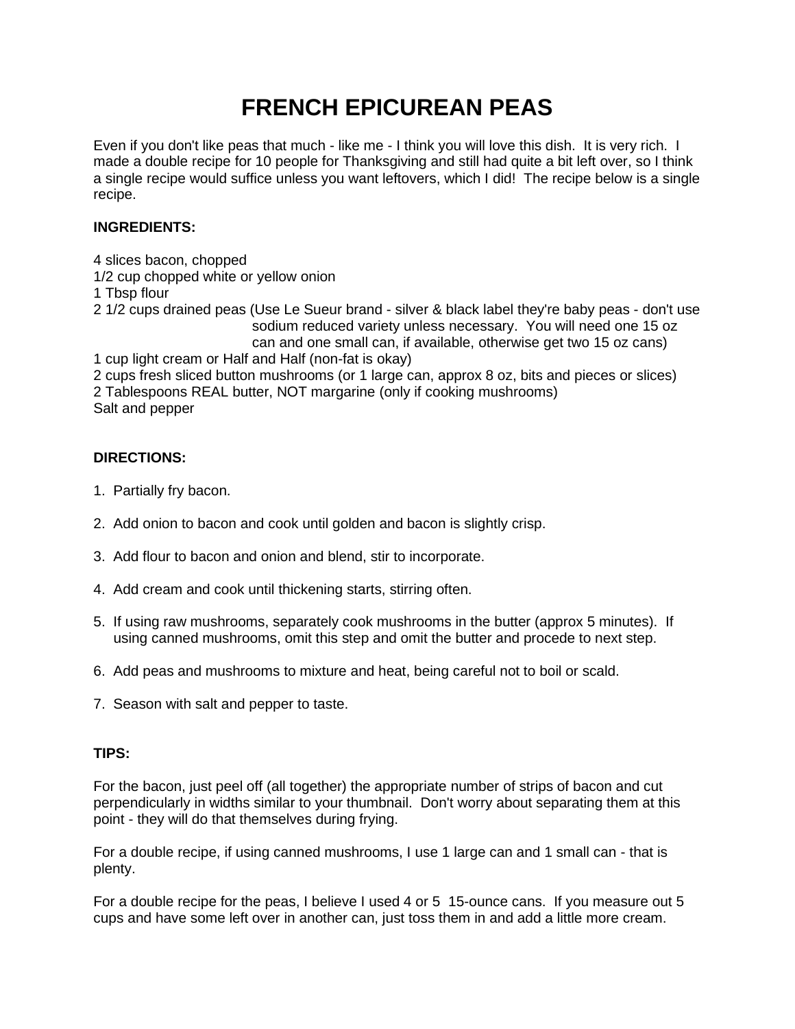# FRENCH EPICUREAN PEAS

Even if you don't like peas that much - like me - I think you will love this dish. It is very rich. I made a double recipe for 10 people for Thanksgiving and still had quite a bit left over, so I think a single recipe would suffice unless you want leftovers, which I did! The recipe below is a single recipe.

**INGREDIENTS:**

4 slices bacon, chopped
1/2 cup chopped white or yellow onion
1 Tbsp flour
2 1/2 cups drained peas (Use Le Sueur brand - silver & black label they're baby peas - don't use sodium reduced variety unless necessary. You will need one 15 oz can and one small can, if available, otherwise get two 15 oz cans)
1 cup light cream or Half and Half (non-fat is okay)
2 cups fresh sliced button mushrooms (or 1 large can, approx 8 oz, bits and pieces or slices)
2 Tablespoons REAL butter, NOT margarine (only if cooking mushrooms)
Salt and pepper

**DIRECTIONS:**

1. Partially fry bacon.

2. Add onion to bacon and cook until golden and bacon is slightly crisp.

3. Add flour to bacon and onion and blend, stir to incorporate.

4. Add cream and cook until thickening starts, stirring often.

5. If using raw mushrooms, separately cook mushrooms in the butter (approx 5 minutes). If using canned mushrooms, omit this step and omit the butter and procede to next step.

6. Add peas and mushrooms to mixture and heat, being careful not to boil or scald.

7. Season with salt and pepper to taste.

**TIPS:**

For the bacon, just peel off (all together) the appropriate number of strips of bacon and cut perpendicularly in widths similar to your thumbnail. Don't worry about separating them at this point - they will do that themselves during frying.

For a double recipe, if using canned mushrooms, I use 1 large can and 1 small can - that is plenty.

For a double recipe for the peas, I believe I used 4 or 5 15-ounce cans. If you measure out 5 cups and have some left over in another can, just toss them in and add a little more cream.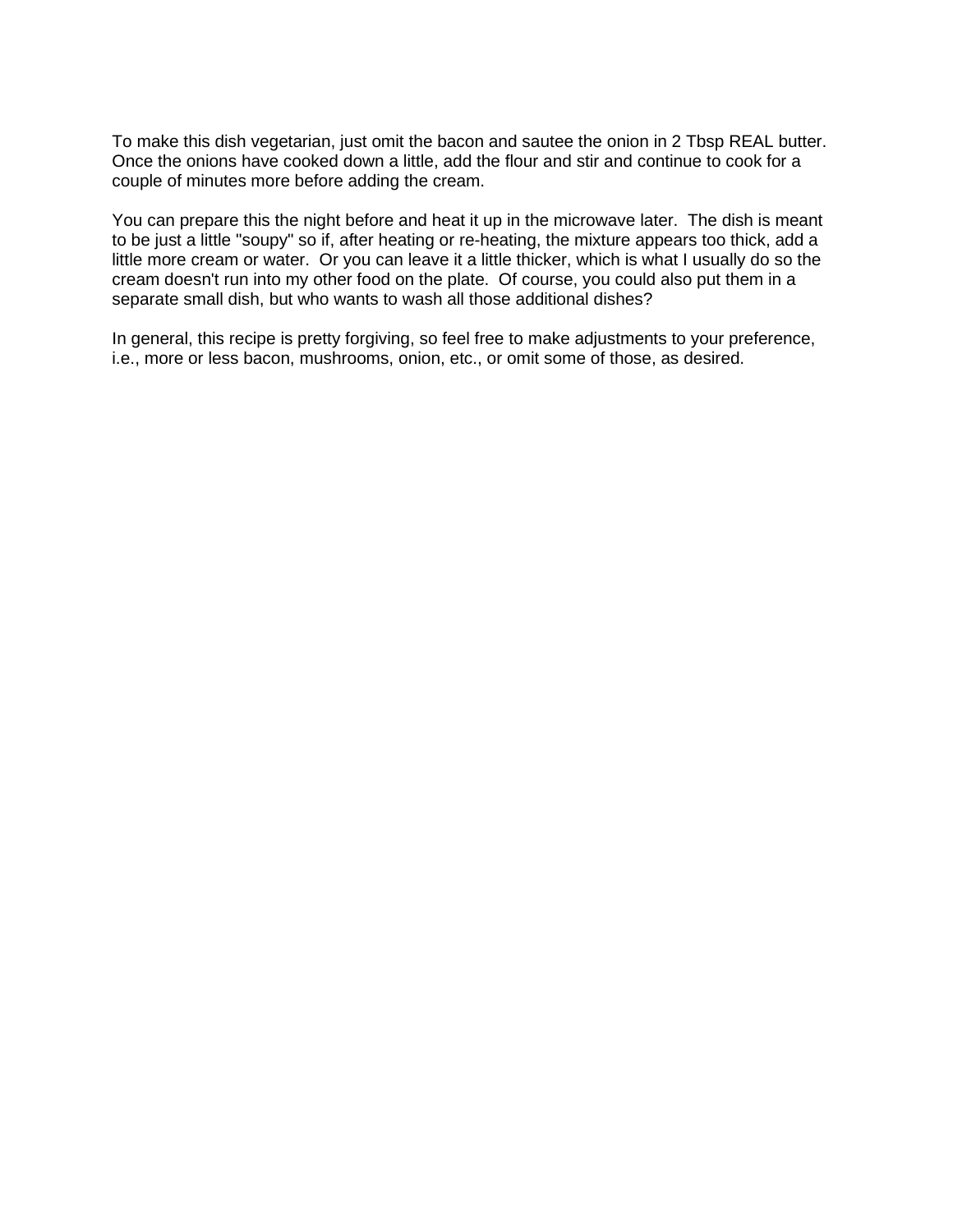To make this dish vegetarian, just omit the bacon and sautee the onion in 2 Tbsp REAL butter. Once the onions have cooked down a little, add the flour and stir and continue to cook for a couple of minutes more before adding the cream.

You can prepare this the night before and heat it up in the microwave later.  The dish is meant to be just a little "soupy" so if, after heating or re-heating, the mixture appears too thick, add a little more cream or water.  Or you can leave it a little thicker, which is what I usually do so the cream doesn't run into my other food on the plate.  Of course, you could also put them in a separate small dish, but who wants to wash all those additional dishes?

In general, this recipe is pretty forgiving, so feel free to make adjustments to your preference, i.e., more or less bacon, mushrooms, onion, etc., or omit some of those, as desired.